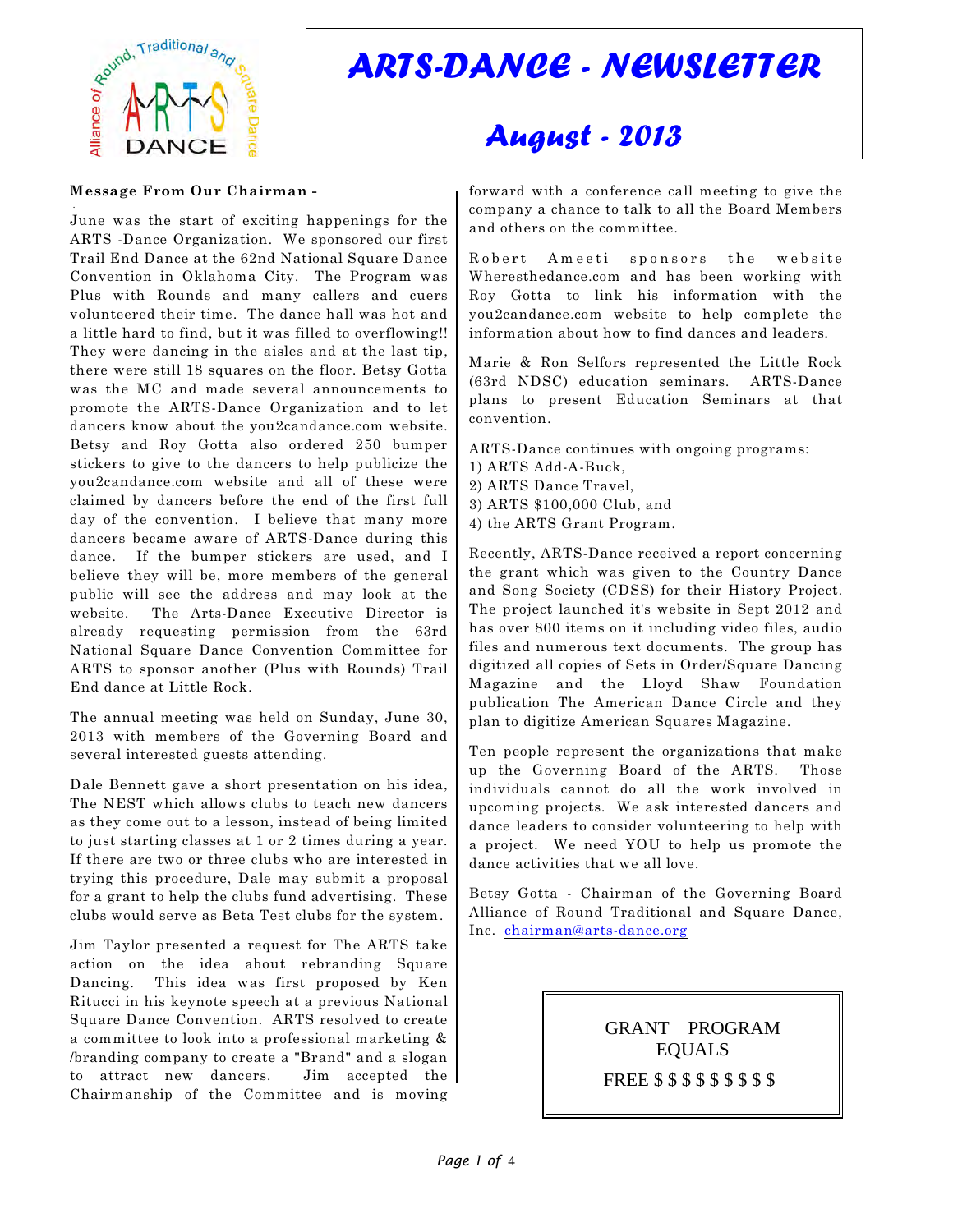# ARTS-DANCE - NEWSLETTER

## August - 2013

### Message From Our Chairman -

June was the start of exciting happenings for the ARTS -Dance Organization. We sponsored our first Trail End Dance at the 62nd National Square Dance Convention in Oklahoma City. The Program was Plus with Rounds and many callers and cuers volunteered their time. The dance hall was hot and a little hard to find, but it was filled to overflowing!! They were dancing in the aisles and at the last tip, there were still 18 squares on the floor. Betsy Gotta was the MC and made several announcements to promote the ARTS-Dance Organization and to let dancers know about the you2candance.com website. Betsy and Roy Gotta also ordered 250 bumper stickers to give to the dancers to help publicize the you2candance.com website and all of these were claimed by dancers before the end of the first full day of the convention. I believe that many more dancers became aware of ARTS-Dance during this dance. If the bumper stickers are used, and I believe they will be, more members of the general public will see the address and may look at the website. The Arts-Dance Executive Director is already requesting permission from the 63rd National Square Dance Convention Committee for ARTS to sponsor another (Plus with Rounds) Trail End dance at Little Rock.

The annual meeting was held on Sunday, June 30, 2013 with members of the Governing Board and several interested guests attending.

Dale Bennett gave a short presentation on his idea, The NEST which allows clubs to teach new dancers as they come out to a lesson, instead of being limited to just starting classes at 1 or 2 times during a year. If there are two or three clubs who are interested in trying this procedure, Dale may submit a proposal for a grant to help the clubs fund advertising. These clubs would serve as Beta Test clubs for the system.

Jim Taylor presented a request for The ARTS take action on the idea about rebranding Square Dancing. This idea was first proposed by Ken Ritucci in his keynote speech at a previous National Square Dance Convention. ARTS resolved to create a committee to look into a professional marketing & /branding company to create a "Brand" and a slogan to attract new dancers. Jim accepted the Chairmanship of the Committee and is moving forward with a conference call meeting to give the company a chance to talk to all the Board Members and others on the committee.

Robert Ameeti sponsors the website Wheresthedance.com and has been working with Roy Gotta to link his information with the you2candance.com website to help complete the information about how to find dances and leaders.

Marie & Ron Selfors represented the Little Rock (63rd NDSC) education seminars. ARTS-Dance plans to present Education Seminars at that convention.

ARTS-Dance continues with ongoing programs:
1) ARTS Add-A-Buck,
2) ARTS Dance Travel,
3) ARTS $100,000 Club, and
4) the ARTS Grant Program.

Recently, ARTS-Dance received a report concerning the grant which was given to the Country Dance and Song Society (CDSS) for their History Project. The project launched it's website in Sept 2012 and has over 800 items on it including video files, audio files and numerous text documents. The group has digitized all copies of Sets in Order/Square Dancing Magazine and the Lloyd Shaw Foundation publication The American Dance Circle and they plan to digitize American Squares Magazine.

Ten people represent the organizations that make up the Governing Board of the ARTS. Those individuals cannot do all the work involved in upcoming projects. We ask interested dancers and dance leaders to consider volunteering to help with a project. We need YOU to help us promote the dance activities that we all love.

Betsy Gotta - Chairman of the Governing Board
Alliance of Round Traditional and Square Dance, Inc. chairman@arts-dance.org

GRANT PROGRAM EQUALS

FREE $ $ $ $ $ $ $ $ $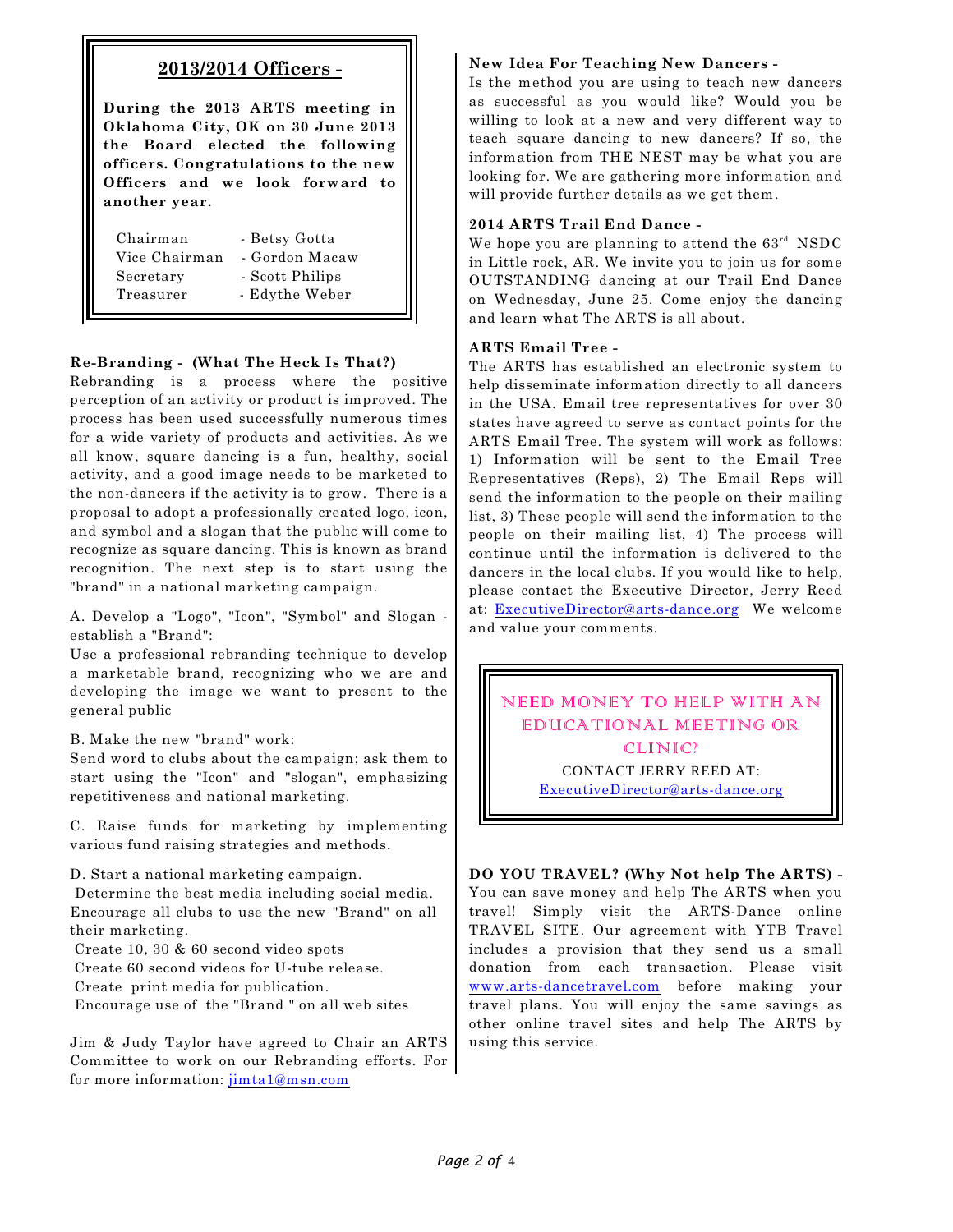## 2013/2014 Officers -

**During the 2013 ARTS meeting in Oklahoma City, OK on 30 June 2013 the Board elected the following officers. Congratulations to the new Officers and we look forward to another year.**

| | |
|---|---|
| Chairman | - Betsy Gotta |
| Vice Chairman | - Gordon Macaw |
| Secretary | - Scott Philips |
| Treasurer | - Edythe Weber |

**Re-Branding - (What The Heck Is That?)**

Rebranding is a process where the positive perception of an activity or product is improved. The process has been used successfully numerous times for a wide variety of products and activities. As we all know, square dancing is a fun, healthy, social activity, and a good image needs to be marketed to the non-dancers if the activity is to grow. There is a proposal to adopt a professionally created logo, icon, and symbol and a slogan that the public will come to recognize as square dancing. This is known as brand recognition. The next step is to start using the "brand" in a national marketing campaign.

A. Develop a "Logo", "Icon", "Symbol" and Slogan - establish a "Brand":
Use a professional rebranding technique to develop a marketable brand, recognizing who we are and developing the image we want to present to the general public

B. Make the new "brand" work:
Send word to clubs about the campaign; ask them to start using the "Icon" and "slogan", emphasizing repetitiveness and national marketing.

C. Raise funds for marketing by implementing various fund raising strategies and methods.

D. Start a national marketing campaign.
Determine the best media including social media.
Encourage all clubs to use the new "Brand" on all their marketing.
Create 10, 30 & 60 second video spots
Create 60 second videos for U-tube release.
Create print media for publication.
Encourage use of the "Brand " on all web sites

Jim & Judy Taylor have agreed to Chair an ARTS Committee to work on our Rebranding efforts. For for more information: jimta1@msn.com

**New Idea For Teaching New Dancers -**

Is the method you are using to teach new dancers as successful as you would like? Would you be willing to look at a new and very different way to teach square dancing to new dancers? If so, the information from THE NEST may be what you are looking for. We are gathering more information and will provide further details as we get them.

**2014 ARTS Trail End Dance -**

We hope you are planning to attend the 63rd NSDC in Little rock, AR. We invite you to join us for some OUTSTANDING dancing at our Trail End Dance on Wednesday, June 25. Come enjoy the dancing and learn what The ARTS is all about.

**ARTS Email Tree -**

The ARTS has established an electronic system to help disseminate information directly to all dancers in the USA. Email tree representatives for over 30 states have agreed to serve as contact points for the ARTS Email Tree. The system will work as follows: 1) Information will be sent to the Email Tree Representatives (Reps), 2) The Email Reps will send the information to the people on their mailing list, 3) These people will send the information to the people on their mailing list, 4) The process will continue until the information is delivered to the dancers in the local clubs. If you would like to help, please contact the Executive Director, Jerry Reed at: ExecutiveDirector@arts-dance.org We welcome and value your comments.

NEED MONEY TO HELP WITH AN EDUCATIONAL MEETING OR CLINIC?

CONTACT JERRY REED AT:
ExecutiveDirector@arts-dance.org

**DO YOU TRAVEL? (Why Not help The ARTS) -**

You can save money and help The ARTS when you travel! Simply visit the ARTS-Dance online TRAVEL SITE. Our agreement with YTB Travel includes a provision that they send us a small donation from each transaction. Please visit www.arts-dancetravel.com before making your travel plans. You will enjoy the same savings as other online travel sites and help The ARTS by using this service.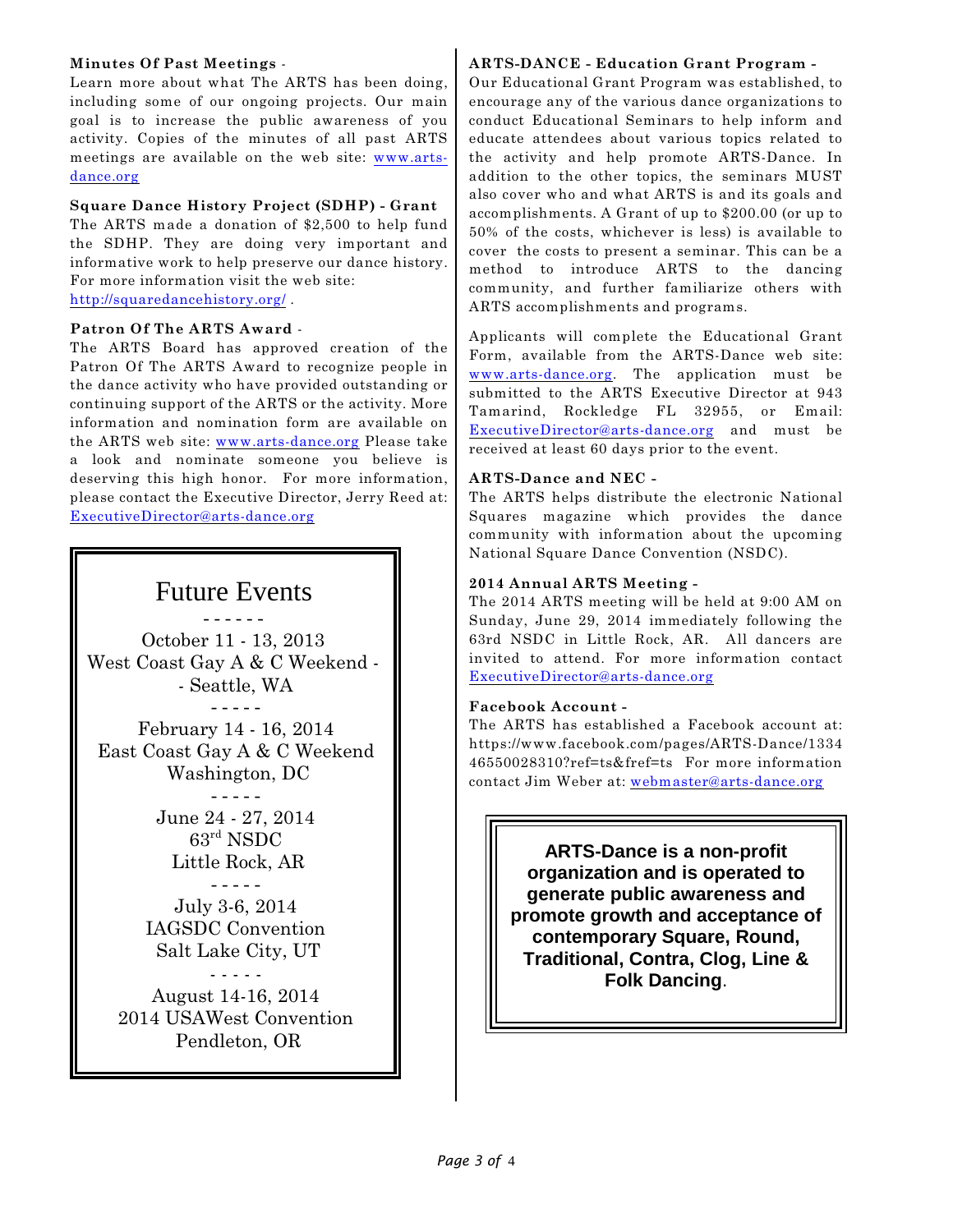**Minutes Of Past Meetings** -
Learn more about what The ARTS has been doing, including some of our ongoing projects. Our main goal is to increase the public awareness of you activity. Copies of the minutes of all past ARTS meetings are available on the web site: www.arts-dance.org

**Square Dance History Project (SDHP) - Grant**
The ARTS made a donation of $2,500 to help fund the SDHP. They are doing very important and informative work to help preserve our dance history. For more information visit the web site: http://squaredancehistory.org/ .

**Patron Of The ARTS Award** -
The ARTS Board has approved creation of the Patron Of The ARTS Award to recognize people in the dance activity who have provided outstanding or continuing support of the ARTS or the activity. More information and nomination form are available on the ARTS web site: www.arts-dance.org Please take a look and nominate someone you believe is deserving this high honor. For more information, please contact the Executive Director, Jerry Reed at: ExecutiveDirector@arts-dance.org

## Future Events

\- - - - - -

October 11 - 13, 2013
West Coast Gay A & C Weekend -
\- Seattle, WA

\- - - - -

February 14 - 16, 2014
East Coast Gay A & C Weekend
Washington, DC

\- - - - -

June 24 - 27, 2014
63rd NSDC
Little Rock, AR

\- - - - -

July 3-6, 2014
IAGSDC Convention
Salt Lake City, UT

\- - - - -

August 14-16, 2014
2014 USAWest Convention
Pendleton, OR

**ARTS-DANCE - Education Grant Program** -
Our Educational Grant Program was established, to encourage any of the various dance organizations to conduct Educational Seminars to help inform and educate attendees about various topics related to the activity and help promote ARTS-Dance. In addition to the other topics, the seminars MUST also cover who and what ARTS is and its goals and accomplishments. A Grant of up to $200.00 (or up to 50% of the costs, whichever is less) is available to cover the costs to present a seminar. This can be a method to introduce ARTS to the dancing community, and further familiarize others with ARTS accomplishments and programs.

Applicants will complete the Educational Grant Form, available from the ARTS-Dance web site: www.arts-dance.org. The application must be submitted to the ARTS Executive Director at 943 Tamarind, Rockledge FL 32955, or Email: ExecutiveDirector@arts-dance.org and must be received at least 60 days prior to the event.

**ARTS-Dance and NEC** -
The ARTS helps distribute the electronic National Squares magazine which provides the dance community with information about the upcoming National Square Dance Convention (NSDC).

**2014 Annual ARTS Meeting** -
The 2014 ARTS meeting will be held at 9:00 AM on Sunday, June 29, 2014 immediately following the 63rd NSDC in Little Rock, AR. All dancers are invited to attend. For more information contact ExecutiveDirector@arts-dance.org

**Facebook Account** -
The ARTS has established a Facebook account at: https://www.facebook.com/pages/ARTS-Dance/133446550028310?ref=ts&fref=ts For more information contact Jim Weber at: webmaster@arts-dance.org

**ARTS-Dance is a non-profit organization and is operated to generate public awareness and promote growth and acceptance of contemporary Square, Round, Traditional, Contra, Clog, Line & Folk Dancing**.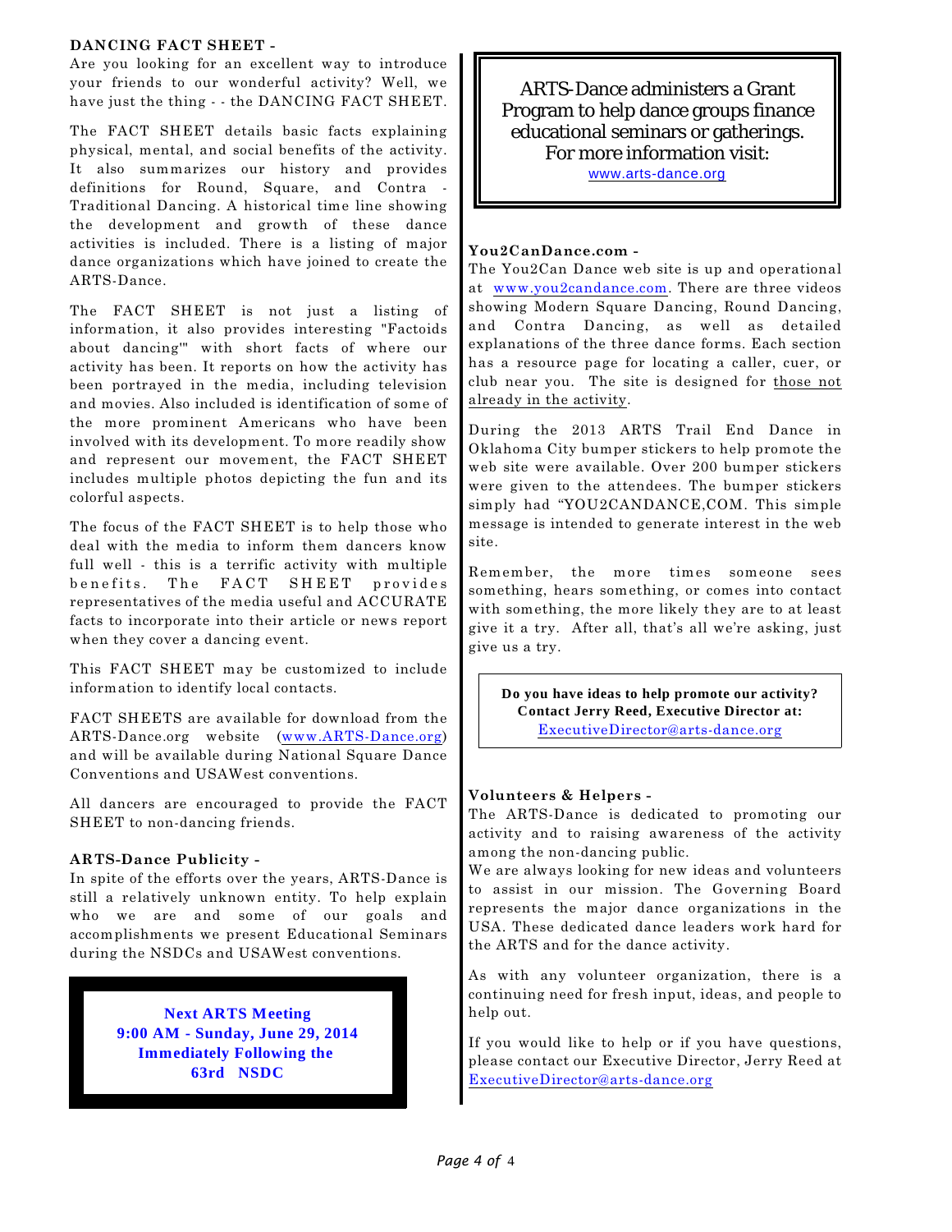**DANCING FACT SHEET -**

Are you looking for an excellent way to introduce your friends to our wonderful activity? Well, we have just the thing - - the DANCING FACT SHEET.

The FACT SHEET details basic facts explaining physical, mental, and social benefits of the activity. It also summarizes our history and provides definitions for Round, Square, and Contra - Traditional Dancing. A historical time line showing the development and growth of these dance activities is included. There is a listing of major dance organizations which have joined to create the ARTS-Dance.

The FACT SHEET is not just a listing of information, it also provides interesting "Factoids about dancing'" with short facts of where our activity has been. It reports on how the activity has been portrayed in the media, including television and movies. Also included is identification of some of the more prominent Americans who have been involved with its development. To more readily show and represent our movement, the FACT SHEET includes multiple photos depicting the fun and its colorful aspects.

The focus of the FACT SHEET is to help those who deal with the media to inform them dancers know full well - this is a terrific activity with multiple benefits. The FACT SHEET provides representatives of the media useful and ACCURATE facts to incorporate into their article or news report when they cover a dancing event.

This FACT SHEET may be customized to include information to identify local contacts.

FACT SHEETS are available for download from the ARTS-Dance.org website (www.ARTS-Dance.org) and will be available during National Square Dance Conventions and USAWest conventions.

All dancers are encouraged to provide the FACT SHEET to non-dancing friends.

**ARTS-Dance Publicity -**

In spite of the efforts over the years, ARTS-Dance is still a relatively unknown entity. To help explain who we are and some of our goals and accomplishments we present Educational Seminars during the NSDCs and USAWest conventions.

**Next ARTS Meeting**
**9:00 AM - Sunday, June 29, 2014**
**Immediately Following the**
**63rd NSDC**

ARTS-Dance administers a Grant Program to help dance groups finance educational seminars or gatherings. For more information visit:
www.arts-dance.org

**You2CanDance.com -**

The You2Can Dance web site is up and operational at www.you2candance.com. There are three videos showing Modern Square Dancing, Round Dancing, and Contra Dancing, as well as detailed explanations of the three dance forms. Each section has a resource page for locating a caller, cuer, or club near you. The site is designed for those not already in the activity.

During the 2013 ARTS Trail End Dance in Oklahoma City bumper stickers to help promote the web site were available. Over 200 bumper stickers were given to the attendees. The bumper stickers simply had "YOU2CANDANCE,COM. This simple message is intended to generate interest in the web site.

Remember, the more times someone sees something, hears something, or comes into contact with something, the more likely they are to at least give it a try. After all, that's all we're asking, just give us a try.

**Do you have ideas to help promote our activity?**
**Contact Jerry Reed, Executive Director at:**
ExecutiveDirector@arts-dance.org

**Volunteers & Helpers -**

The ARTS-Dance is dedicated to promoting our activity and to raising awareness of the activity among the non-dancing public.

We are always looking for new ideas and volunteers to assist in our mission. The Governing Board represents the major dance organizations in the USA. These dedicated dance leaders work hard for the ARTS and for the dance activity.

As with any volunteer organization, there is a continuing need for fresh input, ideas, and people to help out.

If you would like to help or if you have questions, please contact our Executive Director, Jerry Reed at ExecutiveDirector@arts-dance.org